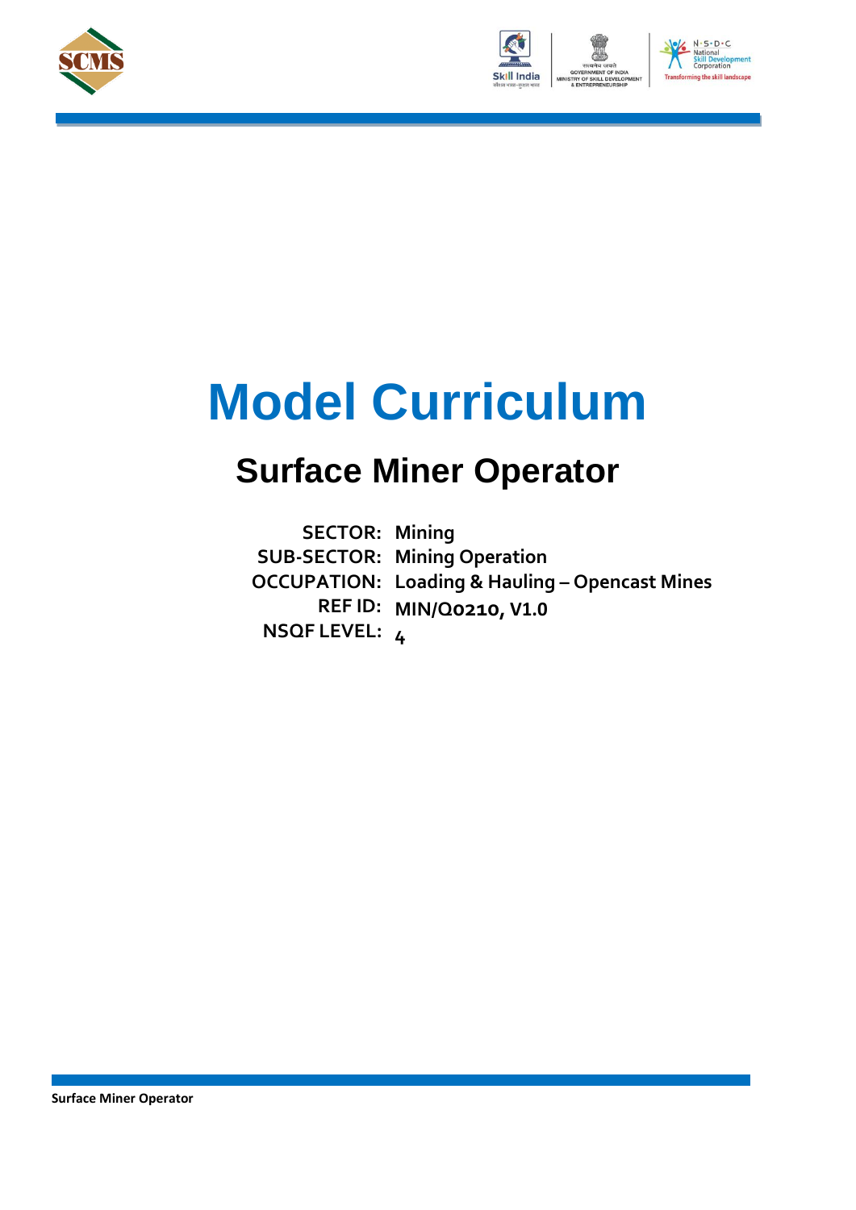# Model Curriculum

## Surface Miner Operator

**SECTOR:** Mining
**SUB-SECTOR:** Mining Operation
**OCCUPATION:** Loading & Hauling – Opencast Mines
**REF ID:** MIN/Q0210, V1.0
**NSQF LEVEL:** 4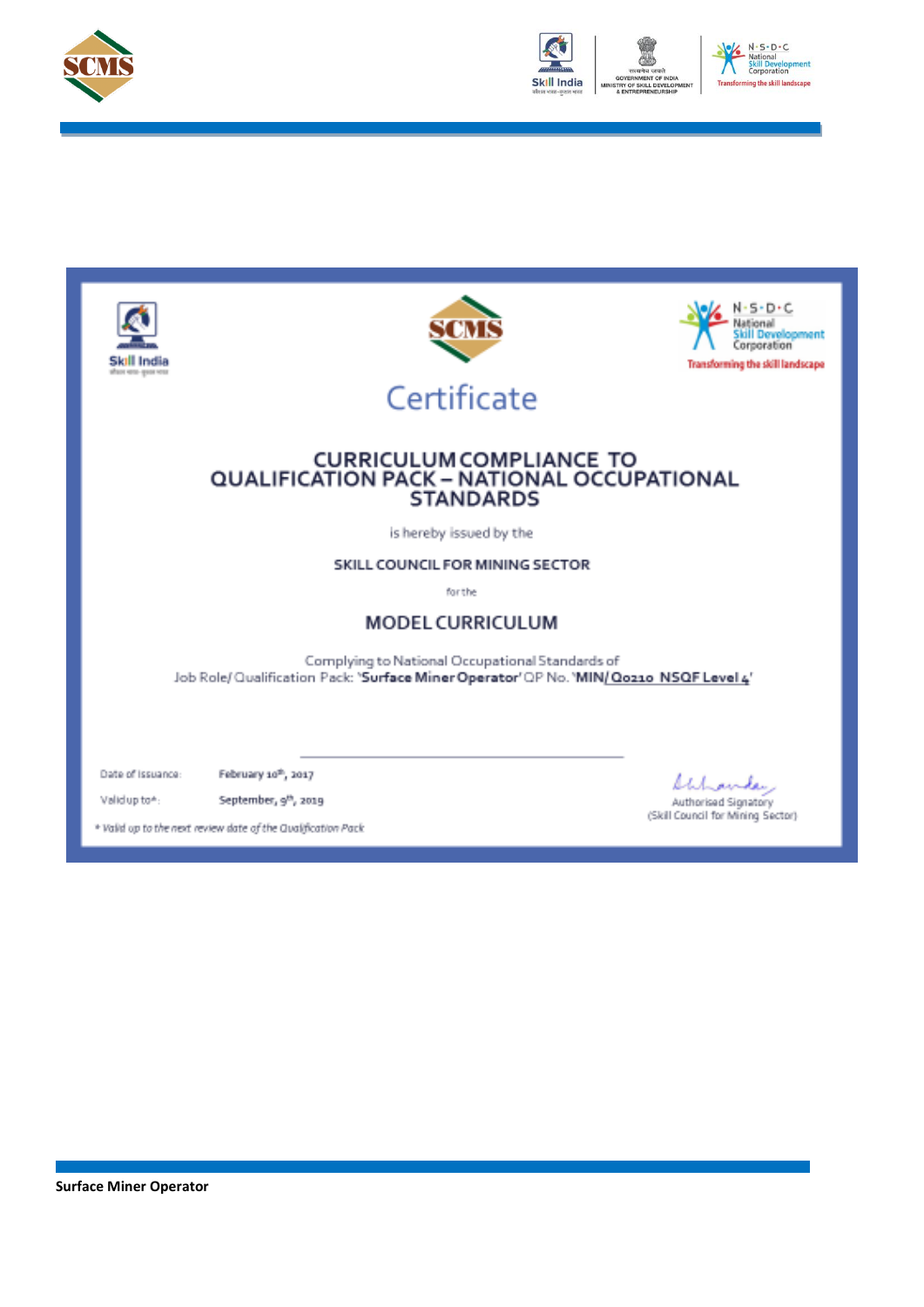Certificate

## CURRICULUM COMPLIANCE TO QUALIFICATION PACK – NATIONAL OCCUPATIONAL STANDARDS

is hereby issued by the

**SKILL COUNCIL FOR MINING SECTOR**

for the

**MODEL CURRICULUM**

Complying to National Occupational Standards of
Job Role/ Qualification Pack: '**Surface Miner Operator**' QP No. '**MIN/Q0210 NSQF Level 4**'

Date of Issuance: February 10th, 2017

Valid up to*: September, 9th, 2019

*Valid up to the next review date of the Qualification Pack*

Authorised Signatory
(Skill Council for Mining Sector)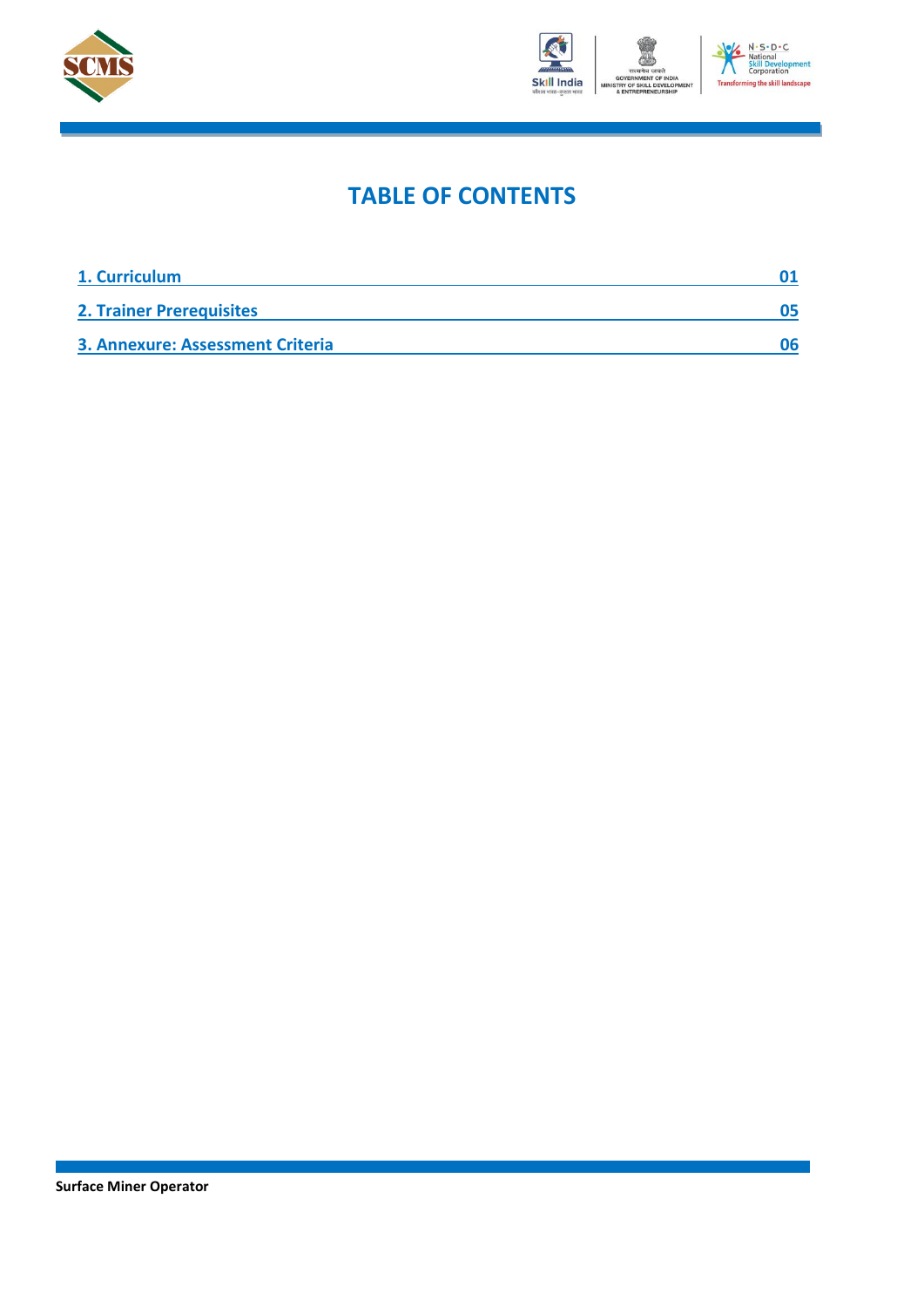# TABLE OF CONTENTS

| | |
|---|---|
| 1. Curriculum | 01 |
| 2. Trainer Prerequisites | 05 |
| 3. Annexure: Assessment Criteria | 06 |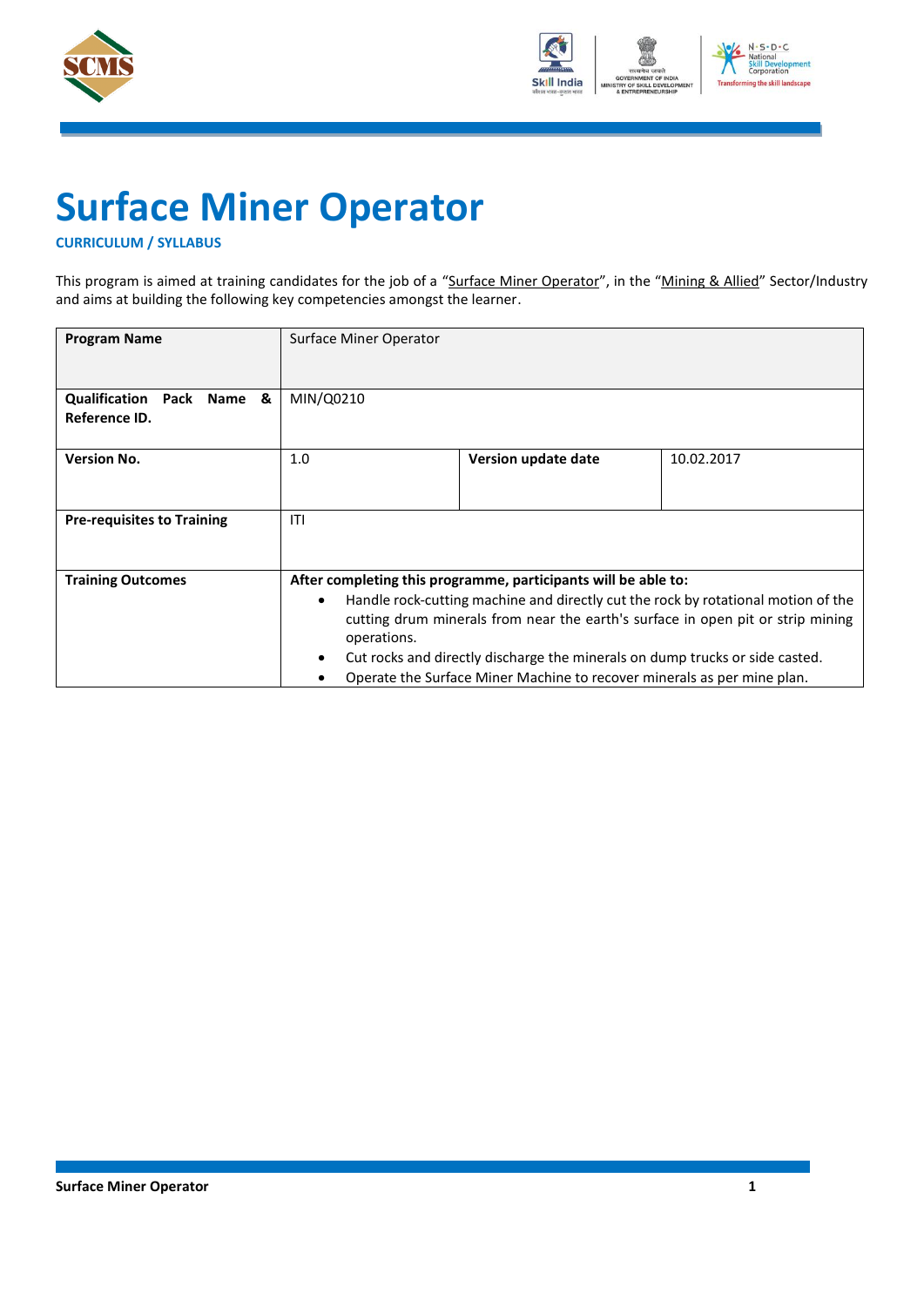# Surface Miner Operator

**CURRICULUM / SYLLABUS**

This program is aimed at training candidates for the job of a "Surface Miner Operator", in the "Mining & Allied" Sector/Industry and aims at building the following key competencies amongst the learner.

| **Program Name** | Surface Miner Operator | | |
|---|---|---|---|
| **Qualification Pack Name & Reference ID.** | MIN/Q0210 | | |
| **Version No.** | 1.0 | **Version update date** | 10.02.2017 |
| **Pre-requisites to Training** | ITI | | |
| **Training Outcomes** | **After completing this programme, participants will be able to:** <ul><li>Handle rock-cutting machine and directly cut the rock by rotational motion of the cutting drum minerals from near the earth's surface in open pit or strip mining operations.</li><li>Cut rocks and directly discharge the minerals on dump trucks or side casted.</li><li>Operate the Surface Miner Machine to recover minerals as per mine plan.</li></ul> | | |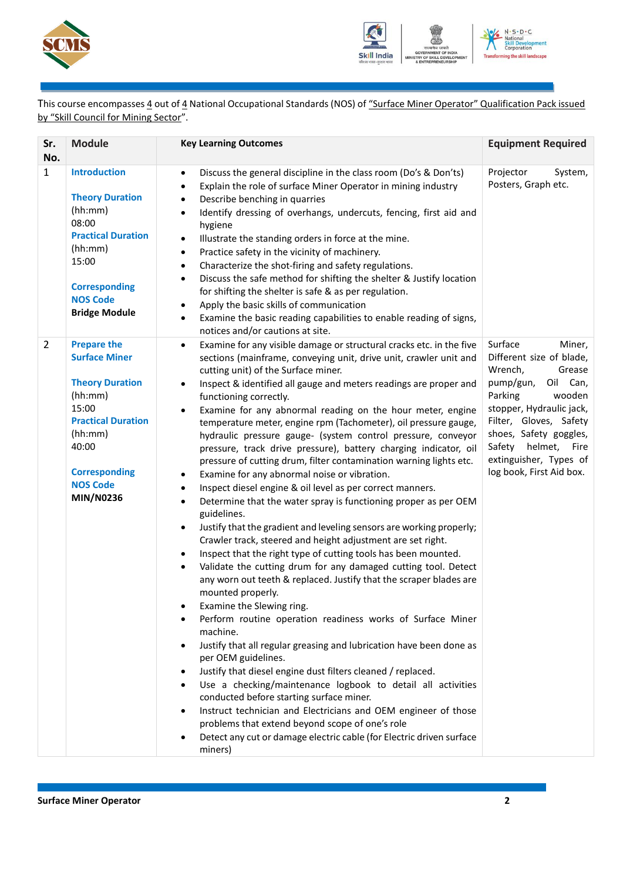This course encompasses 4 out of 4 National Occupational Standards (NOS) of "Surface Miner Operator" Qualification Pack issued by "Skill Council for Mining Sector".

| Sr. No. | Module | Key Learning Outcomes | Equipment Required |
|---|---|---|---|
| 1 | **Introduction**<br><br>**Theory Duration** (hh:mm) 08:00<br>**Practical Duration** (hh:mm) 15:00<br><br>**Corresponding NOS Code**<br>**Bridge Module** | • Discuss the general discipline in the class room (Do's & Don'ts)<br>• Explain the role of surface Miner Operator in mining industry<br>• Describe benching in quarries<br>• Identify dressing of overhangs, undercuts, fencing, first aid and hygiene<br>• Illustrate the standing orders in force at the mine.<br>• Practice safety in the vicinity of machinery.<br>• Characterize the shot-firing and safety regulations.<br>• Discuss the safe method for shifting the shelter & Justify location for shifting the shelter is safe & as per regulation.<br>• Apply the basic skills of communication<br>• Examine the basic reading capabilities to enable reading of signs, notices and/or cautions at site. | Projector System, Posters, Graph etc. |
| 2 | **Prepare the Surface Miner**<br><br>**Theory Duration** (hh:mm) 15:00<br>**Practical Duration** (hh:mm) 40:00<br><br>**Corresponding NOS Code**<br>**MIN/N0236** | • Examine for any visible damage or structural cracks etc. in the five sections (mainframe, conveying unit, drive unit, crawler unit and cutting unit) of the Surface miner.<br>• Inspect & identified all gauge and meters readings are proper and functioning correctly.<br>• Examine for any abnormal reading on the hour meter, engine temperature meter, engine rpm (Tachometer), oil pressure gauge, hydraulic pressure gauge- (system control pressure, conveyor pressure, track drive pressure), battery charging indicator, oil pressure of cutting drum, filter contamination warning lights etc.<br>• Examine for any abnormal noise or vibration.<br>• Inspect diesel engine & oil level as per correct manners.<br>• Determine that the water spray is functioning proper as per OEM guidelines.<br>• Justify that the gradient and leveling sensors are working properly; Crawler track, steered and height adjustment are set right.<br>• Inspect that the right type of cutting tools has been mounted.<br>• Validate the cutting drum for any damaged cutting tool. Detect any worn out teeth & replaced. Justify that the scraper blades are mounted properly.<br>• Examine the Slewing ring.<br>• Perform routine operation readiness works of Surface Miner machine.<br>• Justify that all regular greasing and lubrication have been done as per OEM guidelines.<br>• Justify that diesel engine dust filters cleaned / replaced.<br>• Use a checking/maintenance logbook to detail all activities conducted before starting surface miner.<br>• Instruct technician and Electricians and OEM engineer of those problems that extend beyond scope of one's role<br>• Detect any cut or damage electric cable (for Electric driven surface miners) | Surface Miner, Different size of blade, Wrench, Grease pump/gun, Oil Can, Parking wooden stopper, Hydraulic jack, Filter, Gloves, Safety shoes, Safety goggles, Safety helmet, Fire extinguisher, Types of log book, First Aid box. |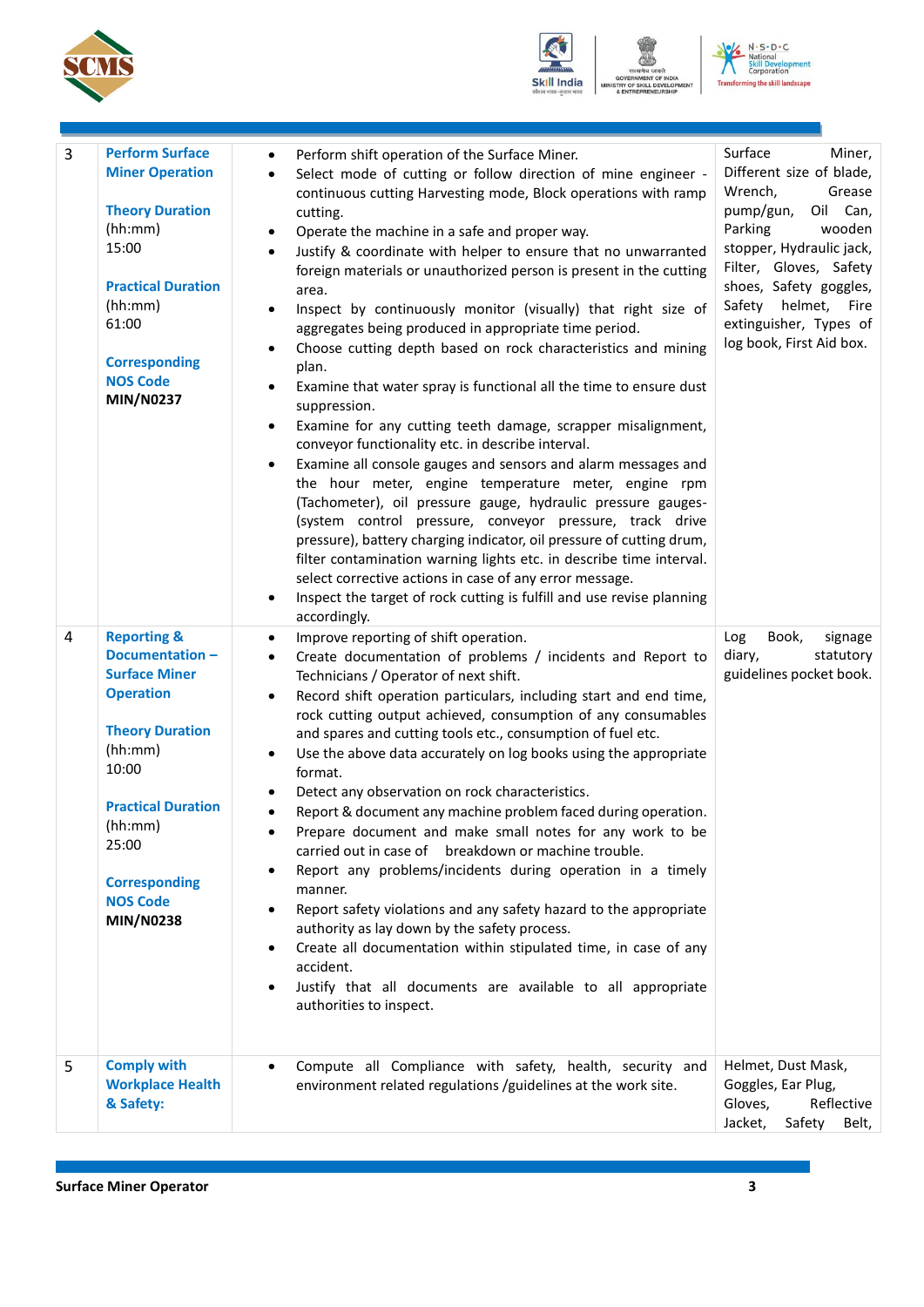| 3 | **Perform Surface Miner Operation**<br><br>**Theory Duration**<br>(hh:mm)<br>15:00<br><br>**Practical Duration**<br>(hh:mm)<br>61:00<br><br>**Corresponding NOS Code**<br>**MIN/N0237** | • Perform shift operation of the Surface Miner.<br>• Select mode of cutting or follow direction of mine engineer - continuous cutting Harvesting mode, Block operations with ramp cutting.<br>• Operate the machine in a safe and proper way.<br>• Justify & coordinate with helper to ensure that no unwarranted foreign materials or unauthorized person is present in the cutting area.<br>• Inspect by continuously monitor (visually) that right size of aggregates being produced in appropriate time period.<br>• Choose cutting depth based on rock characteristics and mining plan.<br>• Examine that water spray is functional all the time to ensure dust suppression.<br>• Examine for any cutting teeth damage, scrapper misalignment, conveyor functionality etc. in describe interval.<br>• Examine all console gauges and sensors and alarm messages and the hour meter, engine temperature meter, engine rpm (Tachometer), oil pressure gauge, hydraulic pressure gauges-(system control pressure, conveyor pressure, track drive pressure), battery charging indicator, oil pressure of cutting drum, filter contamination warning lights etc. in describe time interval. select corrective actions in case of any error message.<br>• Inspect the target of rock cutting is fulfill and use revise planning accordingly. | Surface Miner, Different size of blade, Wrench, Grease pump/gun, Oil Can, Parking wooden stopper, Hydraulic jack, Filter, Gloves, Safety shoes, Safety goggles, Safety helmet, Fire extinguisher, Types of log book, First Aid box. |
|---|---|---|---|
| 4 | **Reporting & Documentation – Surface Miner Operation**<br><br>**Theory Duration**<br>(hh:mm)<br>10:00<br><br>**Practical Duration**<br>(hh:mm)<br>25:00<br><br>**Corresponding NOS Code**<br>**MIN/N0238** | • Improve reporting of shift operation.<br>• Create documentation of problems / incidents and Report to Technicians / Operator of next shift.<br>• Record shift operation particulars, including start and end time, rock cutting output achieved, consumption of any consumables and spares and cutting tools etc., consumption of fuel etc.<br>• Use the above data accurately on log books using the appropriate format.<br>• Detect any observation on rock characteristics.<br>• Report & document any machine problem faced during operation.<br>• Prepare document and make small notes for any work to be carried out in case of breakdown or machine trouble.<br>• Report any problems/incidents during operation in a timely manner.<br>• Report safety violations and any safety hazard to the appropriate authority as lay down by the safety process.<br>• Create all documentation within stipulated time, in case of any accident.<br>• Justify that all documents are available to all appropriate authorities to inspect. | Log Book, signage diary, statutory guidelines pocket book. |
| 5 | **Comply with Workplace Health & Safety:** | • Compute all Compliance with safety, health, security and environment related regulations /guidelines at the work site. | Helmet, Dust Mask, Goggles, Ear Plug, Gloves, Reflective Jacket, Safety Belt, |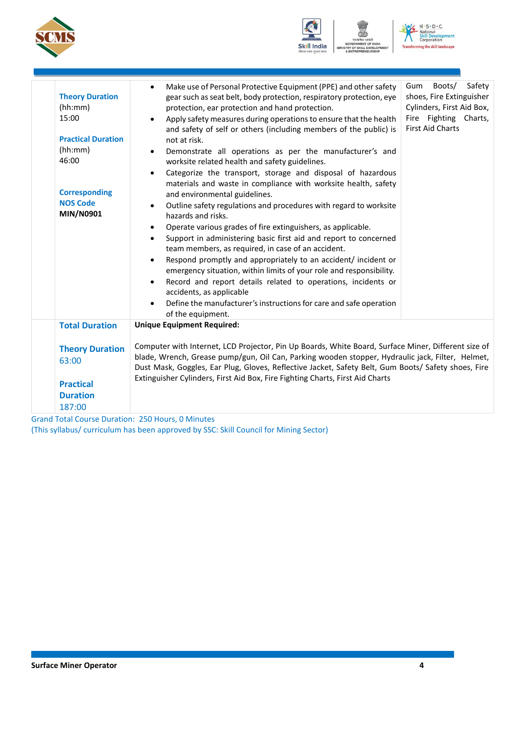| | | | |
|---|---|---|---|
| | **Theory Duration** (hh:mm) 15:00<br><br>**Practical Duration** (hh:mm) 46:00<br><br>**Corresponding NOS Code** **MIN/N0901** | • Make use of Personal Protective Equipment (PPE) and other safety gear such as seat belt, body protection, respiratory protection, eye protection, ear protection and hand protection.<br>• Apply safety measures during operations to ensure that the health and safety of self or others (including members of the public) is not at risk.<br>• Demonstrate all operations as per the manufacturer's and worksite related health and safety guidelines.<br>• Categorize the transport, storage and disposal of hazardous materials and waste in compliance with worksite health, safety and environmental guidelines.<br>• Outline safety regulations and procedures with regard to worksite hazards and risks.<br>• Operate various grades of fire extinguishers, as applicable.<br>• Support in administering basic first aid and report to concerned team members, as required, in case of an accident.<br>• Respond promptly and appropriately to an accident/ incident or emergency situation, within limits of your role and responsibility.<br>• Record and report details related to operations, incidents or accidents, as applicable<br>• Define the manufacturer's instructions for care and safe operation of the equipment. | Gum Boots/ Safety shoes, Fire Extinguisher Cylinders, First Aid Box, Fire Fighting Charts, First Aid Charts |
| | **Total Duration**<br><br>**Theory Duration** 63:00<br><br>**Practical Duration** 187:00 | **Unique Equipment Required:**<br><br>Computer with Internet, LCD Projector, Pin Up Boards, White Board, Surface Miner, Different size of blade, Wrench, Grease pump/gun, Oil Can, Parking wooden stopper, Hydraulic jack, Filter, Helmet, Dust Mask, Goggles, Ear Plug, Gloves, Reflective Jacket, Safety Belt, Gum Boots/ Safety shoes, Fire Extinguisher Cylinders, First Aid Box, Fire Fighting Charts, First Aid Charts | |

Grand Total Course Duration: 250 Hours, 0 Minutes

(This syllabus/ curriculum has been approved by SSC: Skill Council for Mining Sector)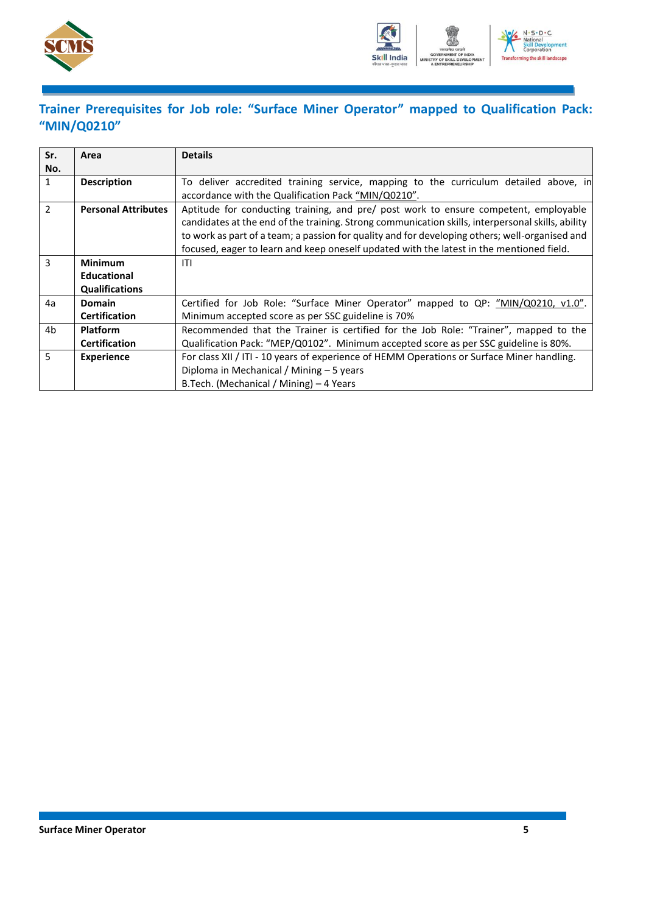## Trainer Prerequisites for Job role: "Surface Miner Operator" mapped to Qualification Pack: "MIN/Q0210"

| Sr. No. | Area | Details |
|---|---|---|
| 1 | **Description** | To deliver accredited training service, mapping to the curriculum detailed above, in accordance with the Qualification Pack "MIN/Q0210". |
| 2 | **Personal Attributes** | Aptitude for conducting training, and pre/ post work to ensure competent, employable candidates at the end of the training. Strong communication skills, interpersonal skills, ability to work as part of a team; a passion for quality and for developing others; well-organised and focused, eager to learn and keep oneself updated with the latest in the mentioned field. |
| 3 | **Minimum Educational Qualifications** | ITI |
| 4a | **Domain Certification** | Certified for Job Role: "Surface Miner Operator" mapped to QP: "MIN/Q0210, v1.0". Minimum accepted score as per SSC guideline is 70% |
| 4b | **Platform Certification** | Recommended that the Trainer is certified for the Job Role: "Trainer", mapped to the Qualification Pack: "MEP/Q0102". Minimum accepted score as per SSC guideline is 80%. |
| 5 | **Experience** | For class XII / ITI - 10 years of experience of HEMM Operations or Surface Miner handling.<br>Diploma in Mechanical / Mining – 5 years<br>B.Tech. (Mechanical / Mining) – 4 Years |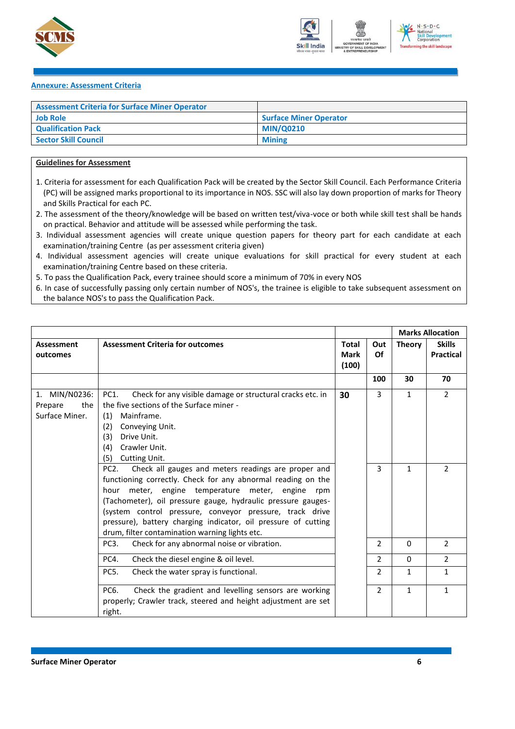[Annexure: Assessment Criteria](#)

| Assessment Criteria for Surface Miner Operator | |
|---|---|
| Job Role | Surface Miner Operator |
| Qualification Pack | MIN/Q0210 |
| Sector Skill Council | Mining |

**Guidelines for Assessment**

1. Criteria for assessment for each Qualification Pack will be created by the Sector Skill Council. Each Performance Criteria (PC) will be assigned marks proportional to its importance in NOS. SSC will also lay down proportion of marks for Theory and Skills Practical for each PC.
2. The assessment of the theory/knowledge will be based on written test/viva-voce or both while skill test shall be hands on practical. Behavior and attitude will be assessed while performing the task.
3. Individual assessment agencies will create unique question papers for theory part for each candidate at each examination/training Centre (as per assessment criteria given)
4. Individual assessment agencies will create unique evaluations for skill practical for every student at each examination/training Centre based on these criteria.
5. To pass the Qualification Pack, every trainee should score a minimum of 70% in every NOS
6. In case of successfully passing only certain number of NOS's, the trainee is eligible to take subsequent assessment on the balance NOS's to pass the Qualification Pack.

| | | | | Marks Allocation | |
|---|---|---|---|---|---|
| **Assessment outcomes** | **Assessment Criteria for outcomes** | **Total Mark (100)** | **Out Of** | **Theory** | **Skills Practical** |
| | | | **100** | **30** | **70** |
| 1. MIN/N0236: Prepare the Surface Miner. | PC1. Check for any visible damage or structural cracks etc. in the five sections of the Surface miner - (1) Mainframe. (2) Conveying Unit. (3) Drive Unit. (4) Crawler Unit. (5) Cutting Unit. | **30** | 3 | 1 | 2 |
| | PC2. Check all gauges and meters readings are proper and functioning correctly. Check for any abnormal reading on the hour meter, engine temperature meter, engine rpm (Tachometer), oil pressure gauge, hydraulic pressure gauges-(system control pressure, conveyor pressure, track drive pressure), battery charging indicator, oil pressure of cutting drum, filter contamination warning lights etc. | | 3 | 1 | 2 |
| | PC3. Check for any abnormal noise or vibration. | | 2 | 0 | 2 |
| | PC4. Check the diesel engine & oil level. | | 2 | 0 | 2 |
| | PC5. Check the water spray is functional. | | 2 | 1 | 1 |
| | PC6. Check the gradient and levelling sensors are working properly; Crawler track, steered and height adjustment are set right. | | 2 | 1 | 1 |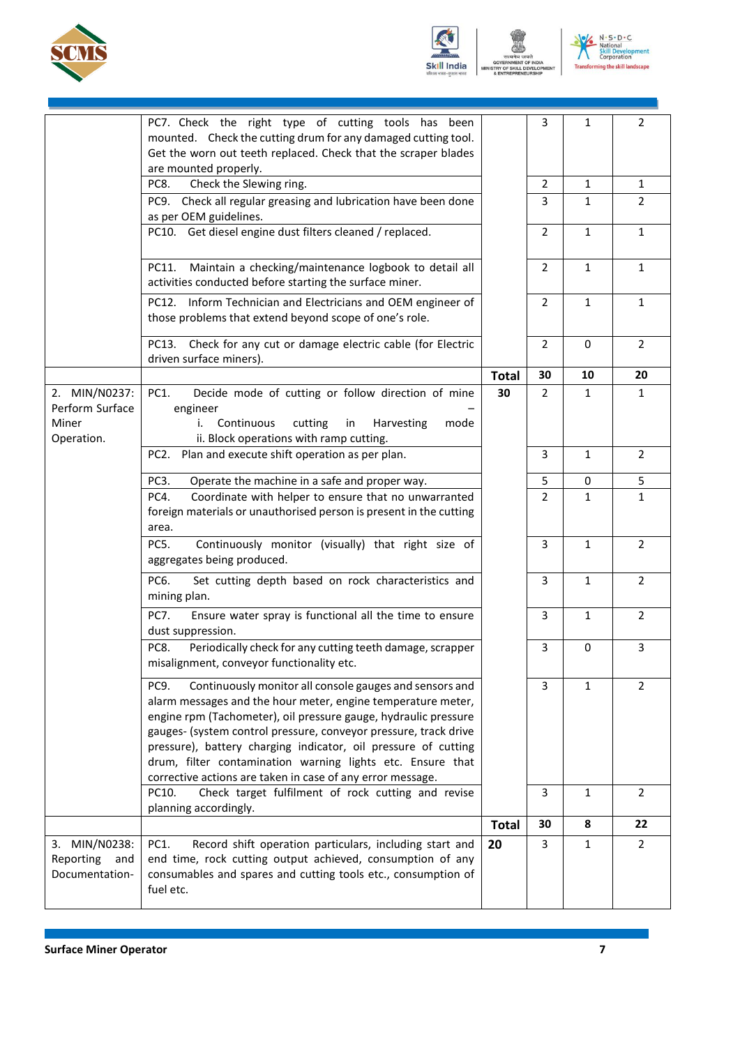| | | | | | |
|---|---|---|---|---|---|
| | PC7. Check the right type of cutting tools has been mounted. Check the cutting drum for any damaged cutting tool. Get the worn out teeth replaced. Check that the scraper blades are mounted properly. | | 3 | 1 | 2 |
| | PC8. Check the Slewing ring. | | 2 | 1 | 1 |
| | PC9. Check all regular greasing and lubrication have been done as per OEM guidelines. | | 3 | 1 | 2 |
| | PC10. Get diesel engine dust filters cleaned / replaced. | | 2 | 1 | 1 |
| | PC11. Maintain a checking/maintenance logbook to detail all activities conducted before starting the surface miner. | | 2 | 1 | 1 |
| | PC12. Inform Technician and Electricians and OEM engineer of those problems that extend beyond scope of one's role. | | 2 | 1 | 1 |
| | PC13. Check for any cut or damage electric cable (for Electric driven surface miners). | | 2 | 0 | 2 |
| | | **Total** | **30** | **10** | **20** |
| 2. MIN/N0237: Perform Surface Miner Operation. | PC1. Decide mode of cutting or follow direction of mine engineer – i. Continuous cutting in Harvesting mode ii. Block operations with ramp cutting. | **30** | 2 | 1 | 1 |
| | PC2. Plan and execute shift operation as per plan. | | 3 | 1 | 2 |
| | PC3. Operate the machine in a safe and proper way. | | 5 | 0 | 5 |
| | PC4. Coordinate with helper to ensure that no unwarranted foreign materials or unauthorised person is present in the cutting area. | | 2 | 1 | 1 |
| | PC5. Continuously monitor (visually) that right size of aggregates being produced. | | 3 | 1 | 2 |
| | PC6. Set cutting depth based on rock characteristics and mining plan. | | 3 | 1 | 2 |
| | PC7. Ensure water spray is functional all the time to ensure dust suppression. | | 3 | 1 | 2 |
| | PC8. Periodically check for any cutting teeth damage, scrapper misalignment, conveyor functionality etc. | | 3 | 0 | 3 |
| | PC9. Continuously monitor all console gauges and sensors and alarm messages and the hour meter, engine temperature meter, engine rpm (Tachometer), oil pressure gauge, hydraulic pressure gauges- (system control pressure, conveyor pressure, track drive pressure), battery charging indicator, oil pressure of cutting drum, filter contamination warning lights etc. Ensure that corrective actions are taken in case of any error message. | | 3 | 1 | 2 |
| | PC10. Check target fulfilment of rock cutting and revise planning accordingly. | | 3 | 1 | 2 |
| | | **Total** | **30** | **8** | **22** |
| 3. MIN/N0238: Reporting and Documentation- | PC1. Record shift operation particulars, including start and end time, rock cutting output achieved, consumption of any consumables and spares and cutting tools etc., consumption of fuel etc. | **20** | 3 | 1 | 2 |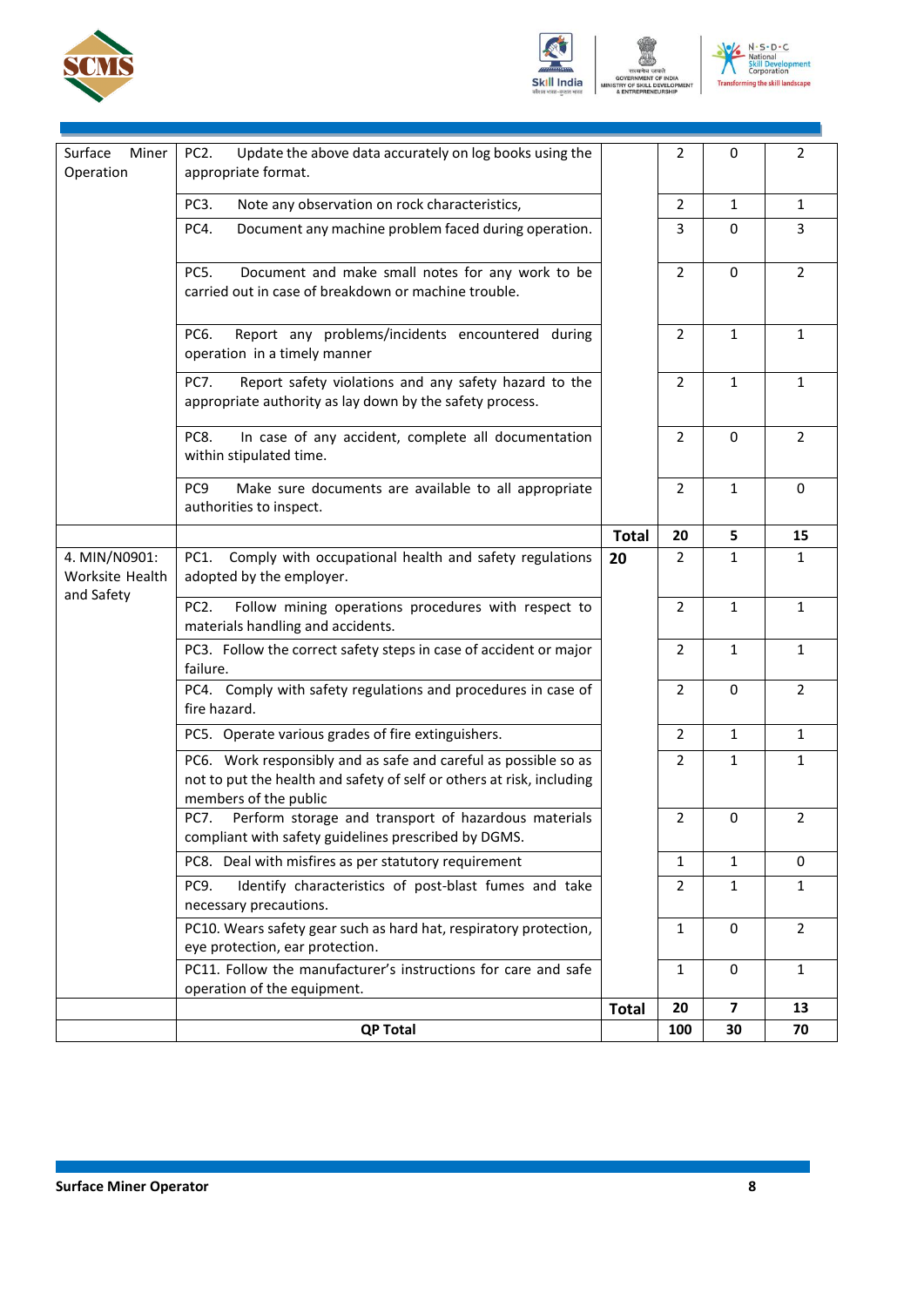| | | | | | |
|---|---|---|---|---|---|
| Surface Miner Operation | PC2. Update the above data accurately on log books using the appropriate format. | | 2 | 0 | 2 |
| | PC3. Note any observation on rock characteristics, | | 2 | 1 | 1 |
| | PC4. Document any machine problem faced during operation. | | 3 | 0 | 3 |
| | PC5. Document and make small notes for any work to be carried out in case of breakdown or machine trouble. | | 2 | 0 | 2 |
| | PC6. Report any problems/incidents encountered during operation in a timely manner | | 2 | 1 | 1 |
| | PC7. Report safety violations and any safety hazard to the appropriate authority as lay down by the safety process. | | 2 | 1 | 1 |
| | PC8. In case of any accident, complete all documentation within stipulated time. | | 2 | 0 | 2 |
| | PC9 Make sure documents are available to all appropriate authorities to inspect. | | 2 | 1 | 0 |
| | | **Total** | **20** | **5** | **15** |
| 4. MIN/N0901: Worksite Health and Safety | PC1. Comply with occupational health and safety regulations adopted by the employer. | **20** | 2 | 1 | 1 |
| | PC2. Follow mining operations procedures with respect to materials handling and accidents. | | 2 | 1 | 1 |
| | PC3. Follow the correct safety steps in case of accident or major failure. | | 2 | 1 | 1 |
| | PC4. Comply with safety regulations and procedures in case of fire hazard. | | 2 | 0 | 2 |
| | PC5. Operate various grades of fire extinguishers. | | 2 | 1 | 1 |
| | PC6. Work responsibly and as safe and careful as possible so as not to put the health and safety of self or others at risk, including members of the public | | 2 | 1 | 1 |
| | PC7. Perform storage and transport of hazardous materials compliant with safety guidelines prescribed by DGMS. | | 2 | 0 | 2 |
| | PC8. Deal with misfires as per statutory requirement | | 1 | 1 | 0 |
| | PC9. Identify characteristics of post-blast fumes and take necessary precautions. | | 2 | 1 | 1 |
| | PC10. Wears safety gear such as hard hat, respiratory protection, eye protection, ear protection. | | 1 | 0 | 2 |
| | PC11. Follow the manufacturer's instructions for care and safe operation of the equipment. | | 1 | 0 | 1 |
| | | **Total** | **20** | **7** | **13** |
| | **QP Total** | | **100** | **30** | **70** |